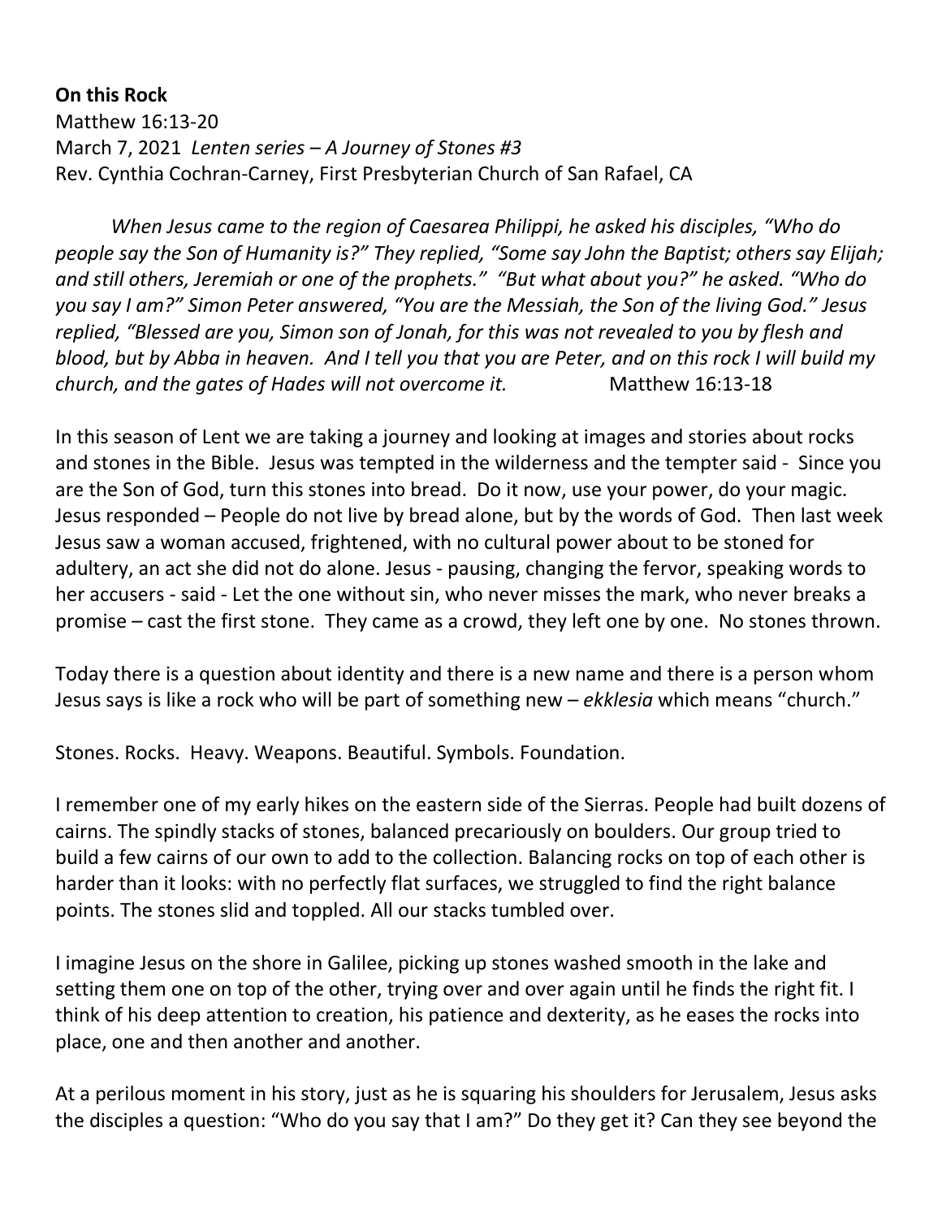**On this Rock**

Matthew 16:13-20

March 7, 2021 *Lenten series – A Journey of Stones #3*

Rev. Cynthia Cochran-Carney, First Presbyterian Church of San Rafael, CA

*When Jesus came to the region of Caesarea Philippi, he asked his disciples, "Who do people say the Son of Humanity is?" They replied, "Some say John the Baptist; others say Elijah; and still others, Jeremiah or one of the prophets." "But what about you?" he asked. "Who do you say I am?" Simon Peter answered, "You are the Messiah, the Son of the living God." Jesus replied, "Blessed are you, Simon son of Jonah, for this was not revealed to you by flesh and blood, but by Abba in heaven. And I tell you that you are Peter, and on this rock I will build my church, and the gates of Hades will not overcome it.* Matthew 16:13-18

In this season of Lent we are taking a journey and looking at images and stories about rocks and stones in the Bible. Jesus was tempted in the wilderness and the tempter said - Since you are the Son of God, turn this stones into bread. Do it now, use your power, do your magic. Jesus responded – People do not live by bread alone, but by the words of God. Then last week Jesus saw a woman accused, frightened, with no cultural power about to be stoned for adultery, an act she did not do alone. Jesus - pausing, changing the fervor, speaking words to her accusers - said - Let the one without sin, who never misses the mark, who never breaks a promise – cast the first stone. They came as a crowd, they left one by one. No stones thrown.

Today there is a question about identity and there is a new name and there is a person whom Jesus says is like a rock who will be part of something new – *ekklesia* which means "church."

Stones. Rocks. Heavy. Weapons. Beautiful. Symbols. Foundation.

I remember one of my early hikes on the eastern side of the Sierras. People had built dozens of cairns. The spindly stacks of stones, balanced precariously on boulders. Our group tried to build a few cairns of our own to add to the collection. Balancing rocks on top of each other is harder than it looks: with no perfectly flat surfaces, we struggled to find the right balance points. The stones slid and toppled. All our stacks tumbled over.

I imagine Jesus on the shore in Galilee, picking up stones washed smooth in the lake and setting them one on top of the other, trying over and over again until he finds the right fit. I think of his deep attention to creation, his patience and dexterity, as he eases the rocks into place, one and then another and another.

At a perilous moment in his story, just as he is squaring his shoulders for Jerusalem, Jesus asks the disciples a question: "Who do you say that I am?" Do they get it? Can they see beyond the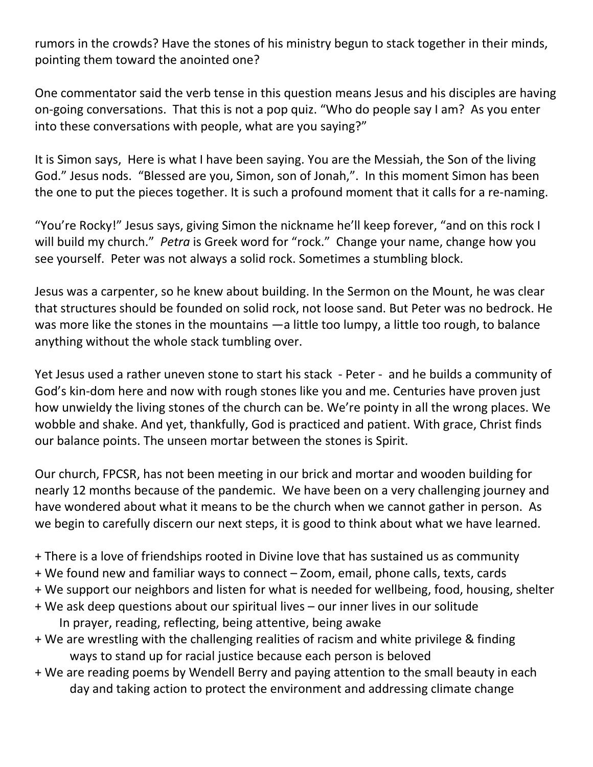rumors in the crowds? Have the stones of his ministry begun to stack together in their minds, pointing them toward the anointed one?

One commentator said the verb tense in this question means Jesus and his disciples are having on-going conversations. That this is not a pop quiz. "Who do people say I am? As you enter into these conversations with people, what are you saying?"

It is Simon says, Here is what I have been saying. You are the Messiah, the Son of the living God." Jesus nods. "Blessed are you, Simon, son of Jonah,". In this moment Simon has been the one to put the pieces together. It is such a profound moment that it calls for a re-naming.

"You're Rocky!" Jesus says, giving Simon the nickname he'll keep forever, "and on this rock I will build my church." *Petra* is Greek word for "rock." Change your name, change how you see yourself. Peter was not always a solid rock. Sometimes a stumbling block.

Jesus was a carpenter, so he knew about building. In the Sermon on the Mount, he was clear that structures should be founded on solid rock, not loose sand. But Peter was no bedrock. He was more like the stones in the mountains —a little too lumpy, a little too rough, to balance anything without the whole stack tumbling over.

Yet Jesus used a rather uneven stone to start his stack - Peter - and he builds a community of God's kin-dom here and now with rough stones like you and me. Centuries have proven just how unwieldy the living stones of the church can be. We're pointy in all the wrong places. We wobble and shake. And yet, thankfully, God is practiced and patient. With grace, Christ finds our balance points. The unseen mortar between the stones is Spirit.

Our church, FPCSR, has not been meeting in our brick and mortar and wooden building for nearly 12 months because of the pandemic. We have been on a very challenging journey and have wondered about what it means to be the church when we cannot gather in person. As we begin to carefully discern our next steps, it is good to think about what we have learned.

+ There is a love of friendships rooted in Divine love that has sustained us as community
+ We found new and familiar ways to connect – Zoom, email, phone calls, texts, cards
+ We support our neighbors and listen for what is needed for wellbeing, food, housing, shelter
+ We ask deep questions about our spiritual lives – our inner lives in our solitude
  In prayer, reading, reflecting, being attentive, being awake
+ We are wrestling with the challenging realities of racism and white privilege & finding
  ways to stand up for racial justice because each person is beloved
+ We are reading poems by Wendell Berry and paying attention to the small beauty in each
  day and taking action to protect the environment and addressing climate change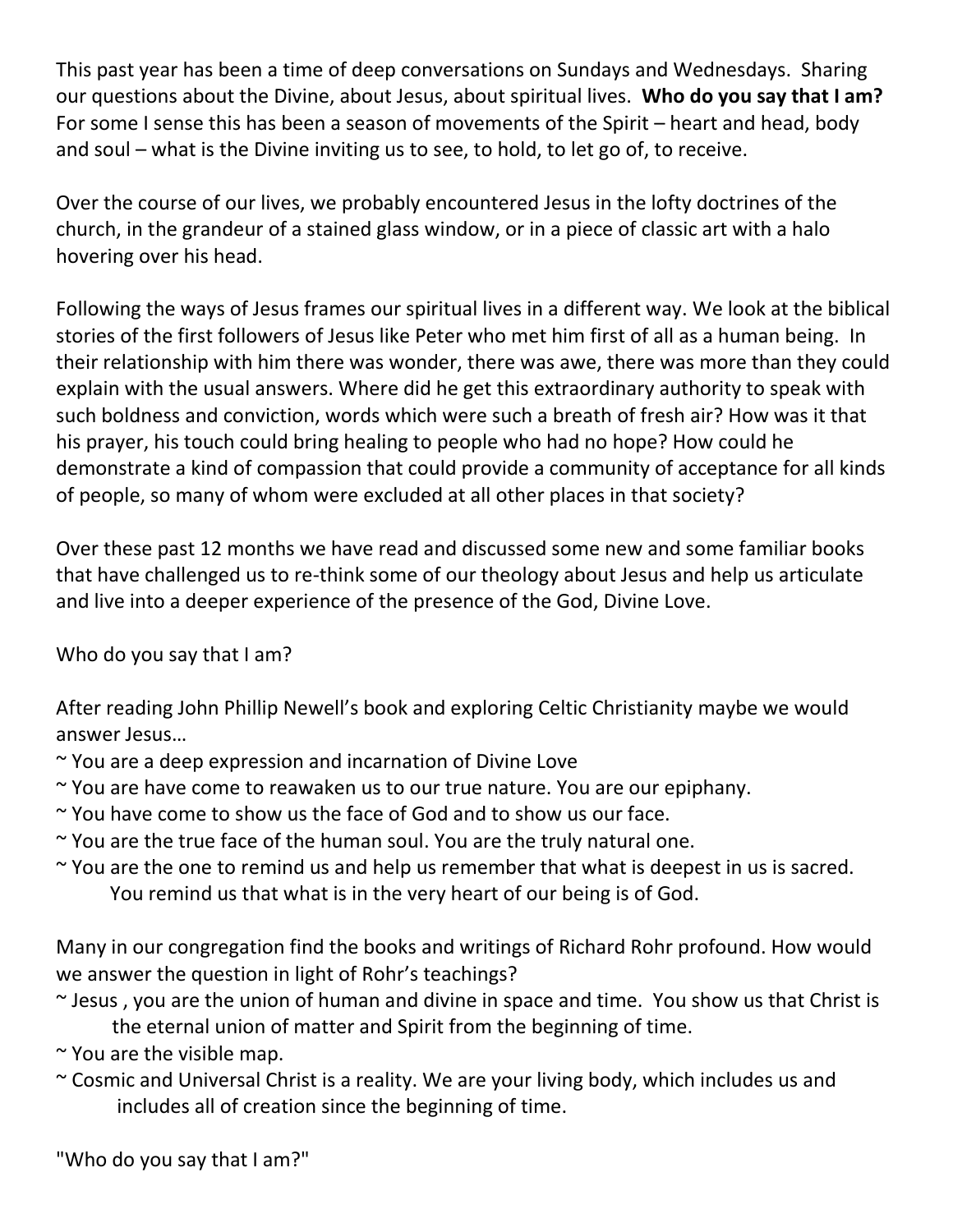This past year has been a time of deep conversations on Sundays and Wednesdays. Sharing our questions about the Divine, about Jesus, about spiritual lives. **Who do you say that I am?** For some I sense this has been a season of movements of the Spirit – heart and head, body and soul – what is the Divine inviting us to see, to hold, to let go of, to receive.

Over the course of our lives, we probably encountered Jesus in the lofty doctrines of the church, in the grandeur of a stained glass window, or in a piece of classic art with a halo hovering over his head.

Following the ways of Jesus frames our spiritual lives in a different way. We look at the biblical stories of the first followers of Jesus like Peter who met him first of all as a human being. In their relationship with him there was wonder, there was awe, there was more than they could explain with the usual answers. Where did he get this extraordinary authority to speak with such boldness and conviction, words which were such a breath of fresh air? How was it that his prayer, his touch could bring healing to people who had no hope? How could he demonstrate a kind of compassion that could provide a community of acceptance for all kinds of people, so many of whom were excluded at all other places in that society?

Over these past 12 months we have read and discussed some new and some familiar books that have challenged us to re-think some of our theology about Jesus and help us articulate and live into a deeper experience of the presence of the God, Divine Love.

Who do you say that I am?

After reading John Phillip Newell's book and exploring Celtic Christianity maybe we would answer Jesus…

~ You are a deep expression and incarnation of Divine Love
~ You are have come to reawaken us to our true nature. You are our epiphany.
~ You have come to show us the face of God and to show us our face.
~ You are the true face of the human soul. You are the truly natural one.
~ You are the one to remind us and help us remember that what is deepest in us is sacred. You remind us that what is in the very heart of our being is of God.

Many in our congregation find the books and writings of Richard Rohr profound. How would we answer the question in light of Rohr's teachings?

~ Jesus , you are the union of human and divine in space and time. You show us that Christ is the eternal union of matter and Spirit from the beginning of time.
~ You are the visible map.
~ Cosmic and Universal Christ is a reality. We are your living body, which includes us and includes all of creation since the beginning of time.

"Who do you say that I am?"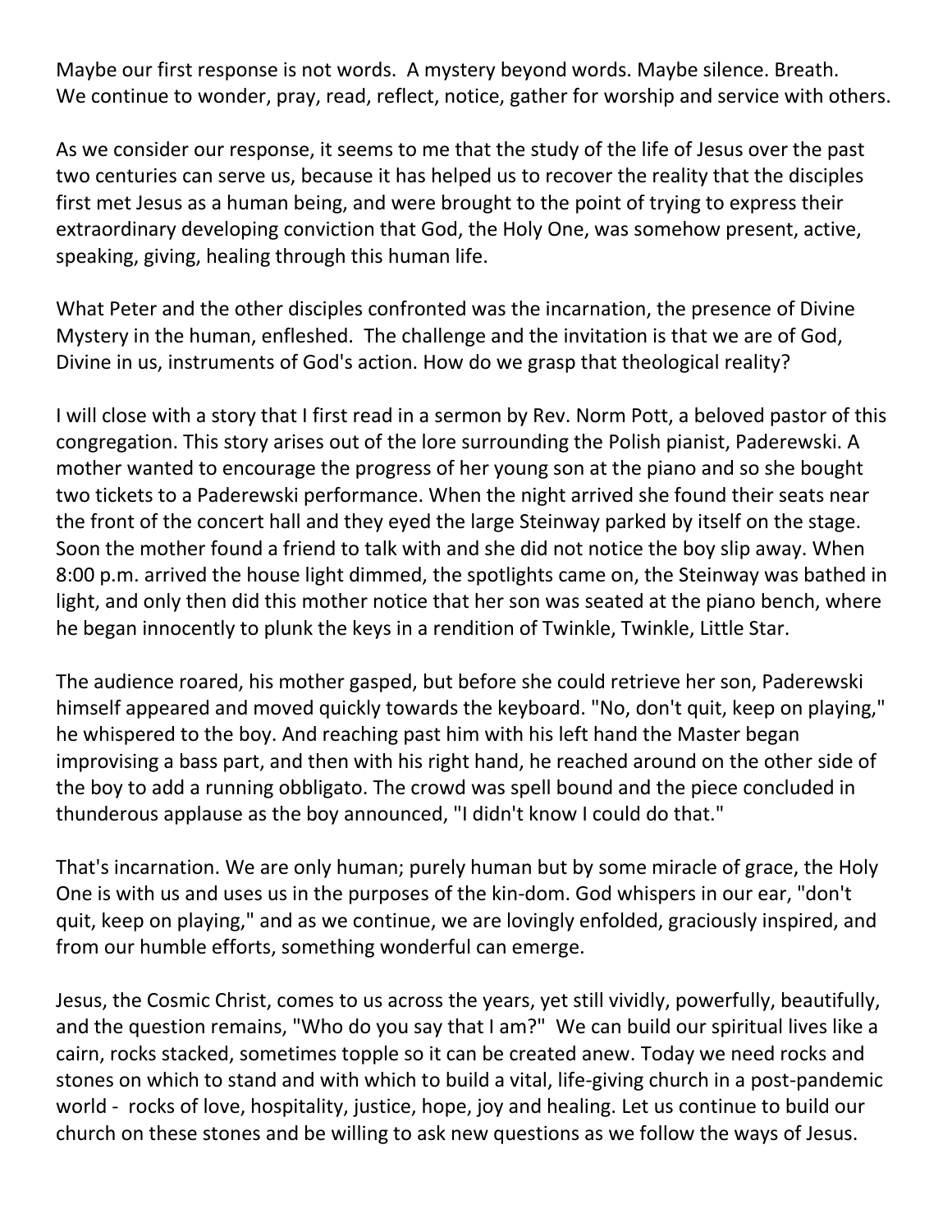Maybe our first response is not words. A mystery beyond words. Maybe silence. Breath. We continue to wonder, pray, read, reflect, notice, gather for worship and service with others.

As we consider our response, it seems to me that the study of the life of Jesus over the past two centuries can serve us, because it has helped us to recover the reality that the disciples first met Jesus as a human being, and were brought to the point of trying to express their extraordinary developing conviction that God, the Holy One, was somehow present, active, speaking, giving, healing through this human life.

What Peter and the other disciples confronted was the incarnation, the presence of Divine Mystery in the human, enfleshed. The challenge and the invitation is that we are of God, Divine in us, instruments of God's action. How do we grasp that theological reality?

I will close with a story that I first read in a sermon by Rev. Norm Pott, a beloved pastor of this congregation. This story arises out of the lore surrounding the Polish pianist, Paderewski. A mother wanted to encourage the progress of her young son at the piano and so she bought two tickets to a Paderewski performance. When the night arrived she found their seats near the front of the concert hall and they eyed the large Steinway parked by itself on the stage. Soon the mother found a friend to talk with and she did not notice the boy slip away. When 8:00 p.m. arrived the house light dimmed, the spotlights came on, the Steinway was bathed in light, and only then did this mother notice that her son was seated at the piano bench, where he began innocently to plunk the keys in a rendition of Twinkle, Twinkle, Little Star.

The audience roared, his mother gasped, but before she could retrieve her son, Paderewski himself appeared and moved quickly towards the keyboard. "No, don't quit, keep on playing," he whispered to the boy. And reaching past him with his left hand the Master began improvising a bass part, and then with his right hand, he reached around on the other side of the boy to add a running obbligato. The crowd was spell bound and the piece concluded in thunderous applause as the boy announced, "I didn't know I could do that."

That's incarnation. We are only human; purely human but by some miracle of grace, the Holy One is with us and uses us in the purposes of the kin-dom. God whispers in our ear, "don't quit, keep on playing," and as we continue, we are lovingly enfolded, graciously inspired, and from our humble efforts, something wonderful can emerge.

Jesus, the Cosmic Christ, comes to us across the years, yet still vividly, powerfully, beautifully, and the question remains, "Who do you say that I am?" We can build our spiritual lives like a cairn, rocks stacked, sometimes topple so it can be created anew. Today we need rocks and stones on which to stand and with which to build a vital, life-giving church in a post-pandemic world - rocks of love, hospitality, justice, hope, joy and healing. Let us continue to build our church on these stones and be willing to ask new questions as we follow the ways of Jesus.